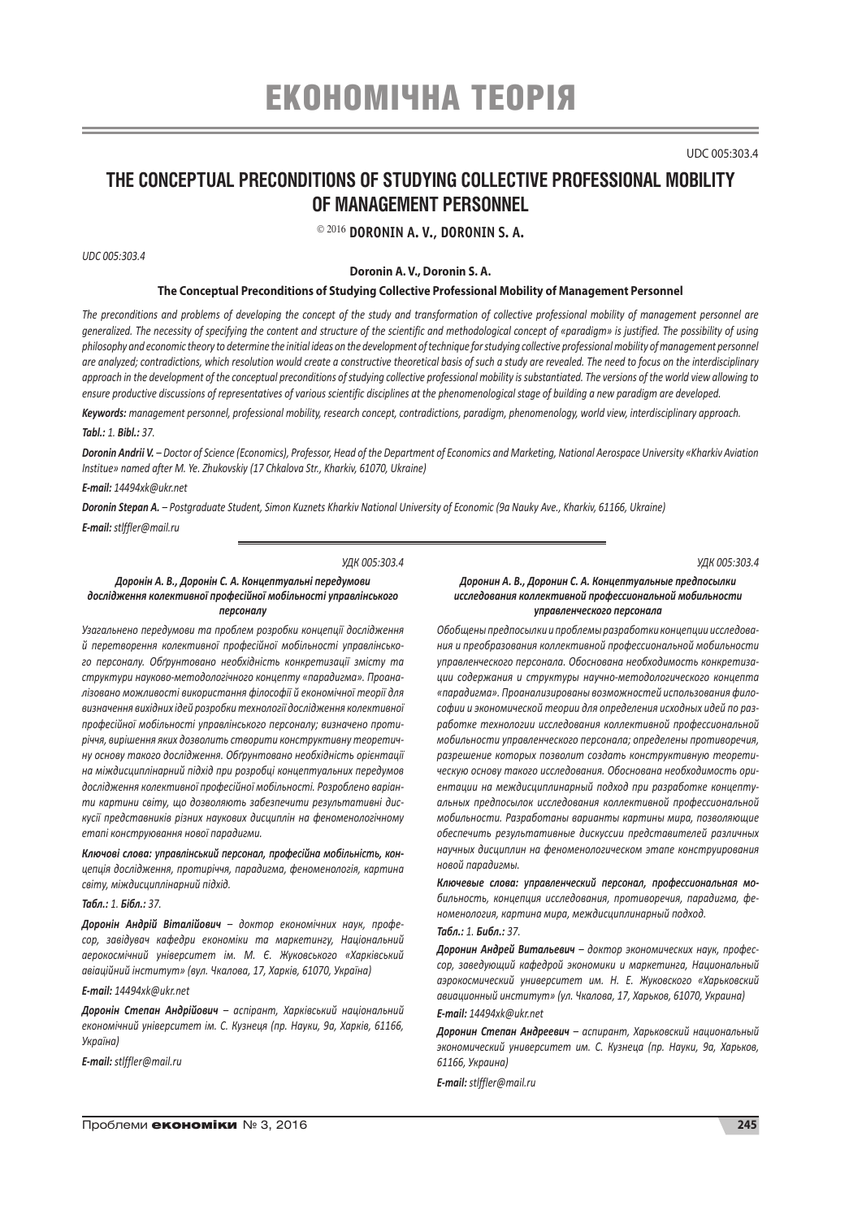# ЕКОНОМІЧНА ТЕОРІЯ

UDC 005:303.4

## THE CONCEPTUAL PRECONDITIONS OF STUDYING COLLECTIVE PROFESSIONAL MOBILITY OF MANAGEMENT PERSONNEL

© 2016 **DORONIN A. V., DORONIN S. A.**

*UDC 005:303.4*

**Doronin A. V., Doronin S. A.**

**The Conceptual Preconditions of Studying Collective Professional Mobility of Management Personnel**

*The preconditions and problems of developing the concept of the study and transformation of collective professional mobility of management personnel are generalized. The necessity of specifying the content and structure of the scientific and methodological concept of «paradigm» is justified. The possibility of using philosophy and economic theory to determine the initial ideas on the development of technique for studying collective professional mobility of management personnel are analyzed; contradictions, which resolution would create a constructive theoretical basis of such a study are revealed. The need to focus on the interdisciplinary approach in the development of the conceptual preconditions of studying collective professional mobility is substantiated. The versions of the world view allowing to ensure productive discussions of representatives of various scientific disciplines at the phenomenological stage of building a new paradigm are developed.*

***Keywords:*** *management personnel, professional mobility, research concept, contradictions, paradigm, phenomenology, world view, interdisciplinary approach.*

***Tabl.:*** *1.* ***Bibl.:*** *37.*

***Doronin Andrii V.*** *– Doctor of Science (Economics), Professor, Head of the Department of Economics and Marketing, National Aerospace University «Kharkiv Aviation Institue» named after M. Ye. Zhukovskiy (17 Chkalova Str., Kharkiv, 61070, Ukraine)*

***E-mail:*** *14494xk@ukr.net*

***Doronin Stepan A.*** *– Postgraduate Student, Simon Kuznets Kharkiv National University of Economic (9a Nauky Ave., Kharkiv, 61166, Ukraine)*

***E-mail:*** *stlffler@mail.ru*

*УДК 005:303.4*

***Доронін А. В., Доронін С. А. Концептуальні передумови дослідження колективної професійної мобільності управлінського персоналу***

*Узагальнено передумови та проблем розробки концепції дослідження й перетворення колективної професійної мобільності управлінського персоналу. Обґрунтовано необхідність конкретизації змісту та структури науково-методологічного концепту «парадигма». Проаналізовано можливості використання філософії й економічної теорії для визначення вихідних ідей розробки технології дослідження колективної професійної мобільності управлінського персоналу; визначено протиріччя, вирішення яких дозволить створити конструктивну теоретичну основу такого дослідження. Обґрунтовано необхідність орієнтації на міждисциплінарний підхід при розробці концептуальних передумов дослідження колективної професійної мобільності. Розроблено варіанти картини світу, що дозволяють забезпечити результативні дискусії представників різних наукових дисциплін на феноменологічному етапі конструювання нової парадигми.*

***Ключові слова:*** *управлінський персонал, професійна мобільність, концепція дослідження, протиріччя, парадигма, феноменологія, картина світу, міждисциплінарний підхід.*

***Табл.:*** *1.* ***Бібл.:*** *37.*

***Доронін Андрій Віталійович*** *– доктор економічних наук, професор, завідувач кафедри економіки та маркетингу, Національний аерокосмічний університет ім. М. Є. Жуковського «Харківський авіаційний інститут» (вул. Чкалова, 17, Харків, 61070, Україна)*

***E-mail:*** *14494xk@ukr.net*

***Доронін Степан Андрійович*** *– аспірант, Харківський національний економічний університет ім. С. Кузнеця (пр. Науки, 9а, Харків, 61166, Україна)*

***E-mail:*** *stlffler@mail.ru*

*УДК 005:303.4*

***Доронин А. В., Доронин С. А. Концептуальные предпосылки исследования коллективной профессиональной мобильности управленческого персонала***

*Обобщены предпосылки и проблемы разработки концепции исследования и преобразования коллективной профессиональной мобильности управленческого персонала. Обоснована необходимость конкретизации содержания и структуры научно-методологического концепта «парадигма». Проанализированы возможностей использования философии и экономической теории для определения исходных идей по разработке технологии исследования коллективной профессиональной мобильности управленческого персонала; определены противоречия, разрешение которых позволит создать конструктивную теоретическую основу такого исследования. Обоснована необходимость ориентации на междисциплинарный подход при разработке концептуальных предпосылок исследования коллективной профессиональной мобильности. Разработаны варианты картины мира, позволяющие обеспечить результативные дискуссии представителей различных научных дисциплин на феноменологическом этапе конструирования новой парадигмы.*

***Ключевые слова:*** *управленческий персонал, профессиональная мобильность, концепция исследования, противоречия, парадигма, феноменология, картина мира, междисциплинарный подход.*

***Табл.:*** *1.* ***Библ.:*** *37.*

***Доронин Андрей Витальевич*** *– доктор экономических наук, профессор, заведующий кафедрой экономики и маркетинга, Национальный аэрокосмический университет им. Н. Е. Жуковского «Харьковский авиационный институт» (ул. Чкалова, 17, Харьков, 61070, Украина)*

***E-mail:*** *14494xk@ukr.net*

***Доронин Степан Андреевич*** *– аспирант, Харьковский национальный экономический университет им. С. Кузнеца (пр. Науки, 9а, Харьков, 61166, Украина)*

***E-mail:*** *stlffler@mail.ru*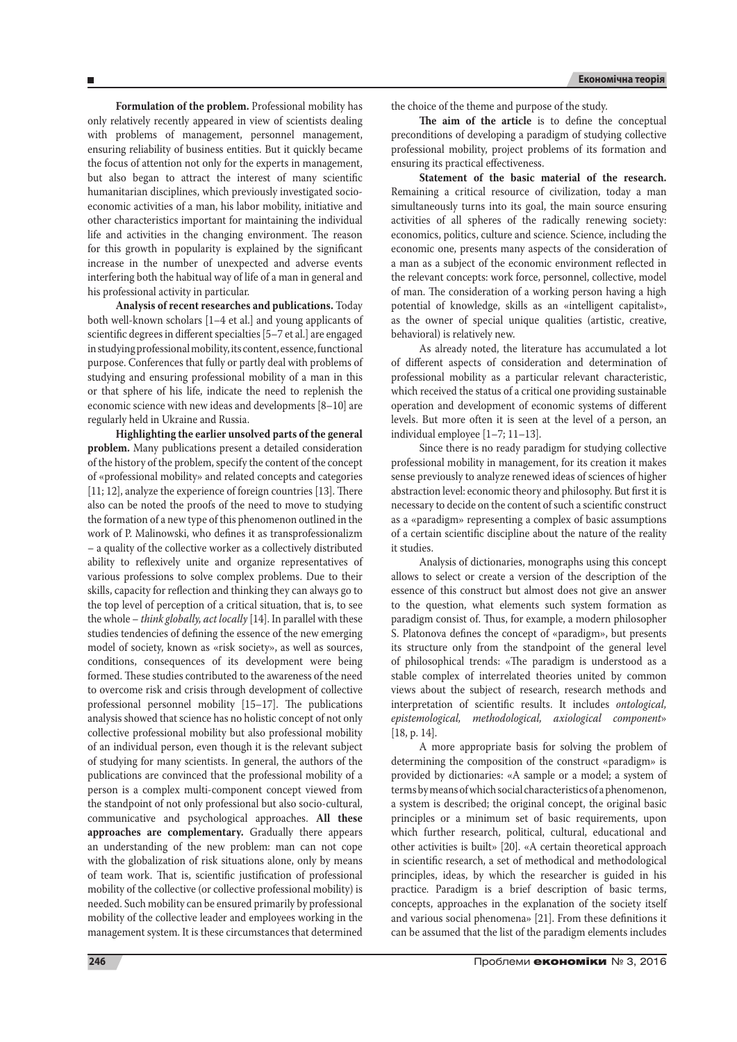**Formulation of the problem.** Professional mobility has only relatively recently appeared in view of scientists dealing with problems of management, personnel management, ensuring reliability of business entities. But it quickly became the focus of attention not only for the experts in management, but also began to attract the interest of many scientific humanitarian disciplines, which previously investigated socio-economic activities of a man, his labor mobility, initiative and other characteristics important for maintaining the individual life and activities in the changing environment. The reason for this growth in popularity is explained by the significant increase in the number of unexpected and adverse events interfering both the habitual way of life of a man in general and his professional activity in particular.

**Analysis of recent researches and publications.** Today both well-known scholars [1–4 et al.] and young applicants of scientific degrees in different specialties [5–7 et al.] are engaged in studying professional mobility, its content, essence, functional purpose. Conferences that fully or partly deal with problems of studying and ensuring professional mobility of a man in this or that sphere of his life, indicate the need to replenish the economic science with new ideas and developments [8–10] are regularly held in Ukraine and Russia.

**Highlighting the earlier unsolved parts of the general problem.** Many publications present a detailed consideration of the history of the problem, specify the content of the concept of «professional mobility» and related concepts and categories [11; 12], analyze the experience of foreign countries [13]. There also can be noted the proofs of the need to move to studying the formation of a new type of this phenomenon outlined in the work of P. Malinowski, who defines it as transprofessionalizm – a quality of the collective worker as a collectively distributed ability to reflexively unite and organize representatives of various professions to solve complex problems. Due to their skills, capacity for reflection and thinking they can always go to the top level of perception of a critical situation, that is, to see the whole – *think globally, act locally* [14]. In parallel with these studies tendencies of defining the essence of the new emerging model of society, known as «risk society», as well as sources, conditions, consequences of its development were being formed. These studies contributed to the awareness of the need to overcome risk and crisis through development of collective professional personnel mobility [15–17]. The publications analysis showed that science has no holistic concept of not only collective professional mobility but also professional mobility of an individual person, even though it is the relevant subject of studying for many scientists. In general, the authors of the publications are convinced that the professional mobility of a person is a complex multi-component concept viewed from the standpoint of not only professional but also socio-cultural, communicative and psychological approaches. **All these approaches are complementary.** Gradually there appears an understanding of the new problem: man can not cope with the globalization of risk situations alone, only by means of team work. That is, scientific justification of professional mobility of the collective (or collective professional mobility) is needed. Such mobility can be ensured primarily by professional mobility of the collective leader and employees working in the management system. It is these circumstances that determined the choice of the theme and purpose of the study.

**The aim of the article** is to define the conceptual preconditions of developing a paradigm of studying collective professional mobility, project problems of its formation and ensuring its practical effectiveness.

**Statement of the basic material of the research.** Remaining a critical resource of civilization, today a man simultaneously turns into its goal, the main source ensuring activities of all spheres of the radically renewing society: economics, politics, culture and science. Science, including the economic one, presents many aspects of the consideration of a man as a subject of the economic environment reflected in the relevant concepts: work force, personnel, collective, model of man. The consideration of a working person having a high potential of knowledge, skills as an «intelligent capitalist», as the owner of special unique qualities (artistic, creative, behavioral) is relatively new.

As already noted, the literature has accumulated a lot of different aspects of consideration and determination of professional mobility as a particular relevant characteristic, which received the status of a critical one providing sustainable operation and development of economic systems of different levels. But more often it is seen at the level of a person, an individual employee [1–7; 11–13].

Since there is no ready paradigm for studying collective professional mobility in management, for its creation it makes sense previously to analyze renewed ideas of sciences of higher abstraction level: economic theory and philosophy. But first it is necessary to decide on the content of such a scientific construct as a «paradigm» representing a complex of basic assumptions of a certain scientific discipline about the nature of the reality it studies.

Analysis of dictionaries, monographs using this concept allows to select or create a version of the description of the essence of this construct but almost does not give an answer to the question, what elements such system formation as paradigm consist of. Thus, for example, a modern philosopher S. Platonova defines the concept of «paradigm», but presents its structure only from the standpoint of the general level of philosophical trends: «The paradigm is understood as a stable complex of interrelated theories united by common views about the subject of research, research methods and interpretation of scientific results. It includes *ontological, epistemological, methodological, axiological component*» [18, p. 14].

A more appropriate basis for solving the problem of determining the composition of the construct «paradigm» is provided by dictionaries: «A sample or a model; a system of terms by means of which social characteristics of a phenomenon, a system is described; the original concept, the original basic principles or a minimum set of basic requirements, upon which further research, political, cultural, educational and other activities is built» [20]. «A certain theoretical approach in scientific research, a set of methodical and methodological principles, ideas, by which the researcher is guided in his practice. Paradigm is a brief description of basic terms, concepts, approaches in the explanation of the society itself and various social phenomena» [21]. From these definitions it can be assumed that the list of the paradigm elements includes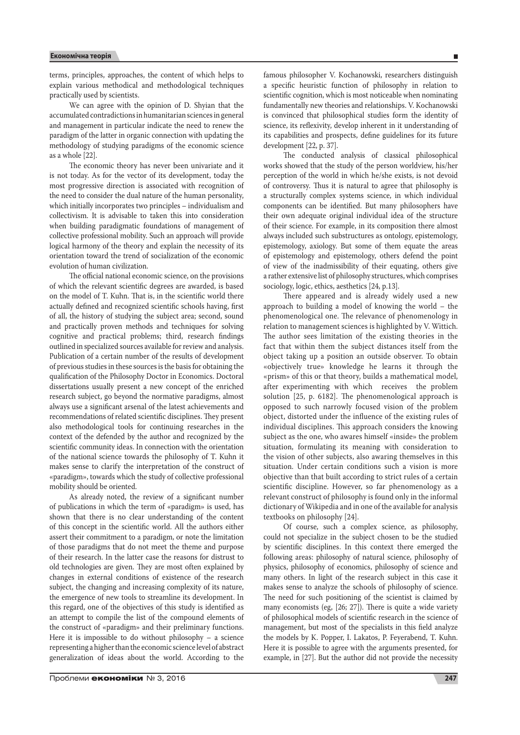terms, principles, approaches, the content of which helps to explain various methodical and methodological techniques practically used by scientists.

We can agree with the opinion of D. Shyian that the accumulated contradictions in humanitarian sciences in general and management in particular indicate the need to renew the paradigm of the latter in organic connection with updating the methodology of studying paradigms of the economic science as a whole [22].

The economic theory has never been univariate and it is not today. As for the vector of its development, today the most progressive direction is associated with recognition of the need to consider the dual nature of the human personality, which initially incorporates two principles – individualism and collectivism. It is advisable to taken this into consideration when building paradigmatic foundations of management of collective professional mobility. Such an approach will provide logical harmony of the theory and explain the necessity of its orientation toward the trend of socialization of the economic evolution of human civilization.

The official national economic science, on the provisions of which the relevant scientific degrees are awarded, is based on the model of T. Kuhn. That is, in the scientific world there actually defined and recognized scientific schools having, first of all, the history of studying the subject area; second, sound and practically proven methods and techniques for solving cognitive and practical problems; third, research findings outlined in specialized sources available for review and analysis. Publication of a certain number of the results of development of previous studies in these sources is the basis for obtaining the qualification of the Philosophy Doctor in Economics. Doctoral dissertations usually present a new concept of the enriched research subject, go beyond the normative paradigms, almost always use a significant arsenal of the latest achievements and recommendations of related scientific disciplines. They present also methodological tools for continuing researches in the context of the defended by the author and recognized by the scientific community ideas. In connection with the orientation of the national science towards the philosophy of T. Kuhn it makes sense to clarify the interpretation of the construct of «paradigm», towards which the study of collective professional mobility should be oriented.

As already noted, the review of a significant number of publications in which the term of «paradigm» is used, has shown that there is no clear understanding of the content of this concept in the scientific world. All the authors either assert their commitment to a paradigm, or note the limitation of those paradigms that do not meet the theme and purpose of their research. In the latter case the reasons for distrust to old technologies are given. They are most often explained by changes in external conditions of existence of the research subject, the changing and increasing complexity of its nature, the emergence of new tools to streamline its development. In this regard, one of the objectives of this study is identified as an attempt to compile the list of the compound elements of the construct of «paradigm» and their preliminary functions. Here it is impossible to do without philosophy – a science representing a higher than the economic science level of abstract generalization of ideas about the world. According to the famous philosopher V. Kochanowski, researchers distinguish a specific heuristic function of philosophy in relation to scientific cognition, which is most noticeable when nominating fundamentally new theories and relationships. V. Kochanowski is convinced that philosophical studies form the identity of science, its reflexivity, develop inherent in it understanding of its capabilities and prospects, define guidelines for its future development [22, p. 37].

The conducted analysis of classical philosophical works showed that the study of the person worldview, his/her perception of the world in which he/she exists, is not devoid of controversy. Thus it is natural to agree that philosophy is a structurally complex systems science, in which individual components can be identified. But many philosophers have their own adequate original individual idea of the structure of their science. For example, in its composition there almost always included such substructures as ontology, epistemology, epistemology, axiology. But some of them equate the areas of epistemology and epistemology, others defend the point of view of the inadmissibility of their equating, others give a rather extensive list of philosophy structures, which comprises sociology, logic, ethics, aesthetics [24, p.13].

There appeared and is already widely used a new approach to building a model of knowing the world – the phenomenological one. The relevance of phenomenology in relation to management sciences is highlighted by V. Wittich. The author sees limitation of the existing theories in the fact that within them the subject distances itself from the object taking up a position an outside observer. To obtain «objectively true» knowledge he learns it through the «prism» of this or that theory, builds a mathematical model, after experimenting with which receives the problem solution [25, p. 6182]. The phenomenological approach is opposed to such narrowly focused vision of the problem object, distorted under the influence of the existing rules of individual disciplines. This approach considers the knowing subject as the one, who awares himself «inside» the problem situation, formulating its meaning with consideration to the vision of other subjects, also awaring themselves in this situation. Under certain conditions such a vision is more objective than that built according to strict rules of a certain scientific discipline. However, so far phenomenology as a relevant construct of philosophy is found only in the informal dictionary of Wikipedia and in one of the available for analysis textbooks on philosophy [24].

Of course, such a complex science, as philosophy, could not specialize in the subject chosen to be the studied by scientific disciplines. In this context there emerged the following areas: philosophy of natural science, philosophy of physics, philosophy of economics, philosophy of science and many others. In light of the research subject in this case it makes sense to analyze the schools of philosophy of science. The need for such positioning of the scientist is claimed by many economists (eg, [26; 27]). There is quite a wide variety of philosophical models of scientific research in the science of management, but most of the specialists in this field analyze the models by K. Popper, I. Lakatos, P. Feyerabend, T. Kuhn. Here it is possible to agree with the arguments presented, for example, in [27]. But the author did not provide the necessity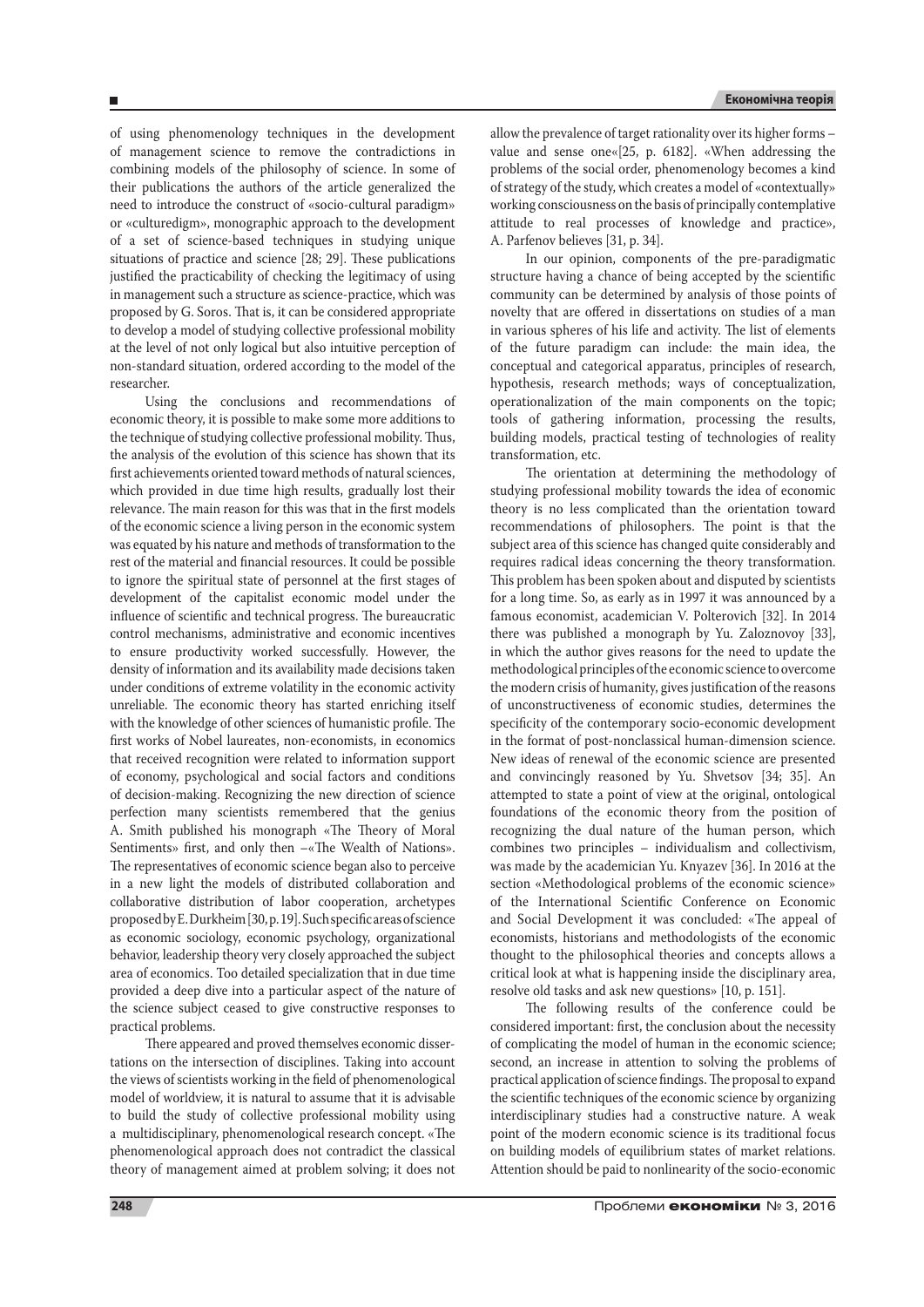of using phenomenology techniques in the development of management science to remove the contradictions in combining models of the philosophy of science. In some of their publications the authors of the article generalized the need to introduce the construct of «socio-cultural paradigm» or «culturedigm», monographic approach to the development of a set of science-based techniques in studying unique situations of practice and science [28; 29]. These publications justified the practicability of checking the legitimacy of using in management such a structure as science-practice, which was proposed by G. Soros. That is, it can be considered appropriate to develop a model of studying collective professional mobility at the level of not only logical but also intuitive perception of non-standard situation, ordered according to the model of the researcher.

Using the conclusions and recommendations of economic theory, it is possible to make some more additions to the technique of studying collective professional mobility. Thus, the analysis of the evolution of this science has shown that its first achievements oriented toward methods of natural sciences, which provided in due time high results, gradually lost their relevance. The main reason for this was that in the first models of the economic science a living person in the economic system was equated by his nature and methods of transformation to the rest of the material and financial resources. It could be possible to ignore the spiritual state of personnel at the first stages of development of the capitalist economic model under the influence of scientific and technical progress. The bureaucratic control mechanisms, administrative and economic incentives to ensure productivity worked successfully. However, the density of information and its availability made decisions taken under conditions of extreme volatility in the economic activity unreliable. The economic theory has started enriching itself with the knowledge of other sciences of humanistic profile. The first works of Nobel laureates, non-economists, in economics that received recognition were related to information support of economy, psychological and social factors and conditions of decision-making. Recognizing the new direction of science perfection many scientists remembered that the genius A. Smith published his monograph «The Theory of Moral Sentiments» first, and only then –«The Wealth of Nations». The representatives of economic science began also to perceive in a new light the models of distributed collaboration and collaborative distribution of labor cooperation, archetypes proposed by E. Durkheim [30, p. 19]. Such specific areas of science as economic sociology, economic psychology, organizational behavior, leadership theory very closely approached the subject area of economics. Too detailed specialization that in due time provided a deep dive into a particular aspect of the nature of the science subject ceased to give constructive responses to practical problems.

There appeared and proved themselves economic dissertations on the intersection of disciplines. Taking into account the views of scientists working in the field of phenomenological model of worldview, it is natural to assume that it is advisable to build the study of collective professional mobility using a multidisciplinary, phenomenological research concept. «The phenomenological approach does not contradict the classical theory of management aimed at problem solving; it does not allow the prevalence of target rationality over its higher forms – value and sense one«[25, p. 6182]. «When addressing the problems of the social order, phenomenology becomes a kind of strategy of the study, which creates a model of «contextually» working consciousness on the basis of principally contemplative attitude to real processes of knowledge and practice», A. Parfenov believes [31, p. 34].

In our opinion, components of the pre-paradigmatic structure having a chance of being accepted by the scientific community can be determined by analysis of those points of novelty that are offered in dissertations on studies of a man in various spheres of his life and activity. The list of elements of the future paradigm can include: the main idea, the conceptual and categorical apparatus, principles of research, hypothesis, research methods; ways of conceptualization, operationalization of the main components on the topic; tools of gathering information, processing the results, building models, practical testing of technologies of reality transformation, etc.

The orientation at determining the methodology of studying professional mobility towards the idea of economic theory is no less complicated than the orientation toward recommendations of philosophers. The point is that the subject area of this science has changed quite considerably and requires radical ideas concerning the theory transformation. This problem has been spoken about and disputed by scientists for a long time. So, as early as in 1997 it was announced by a famous economist, academician V. Polterovich [32]. In 2014 there was published a monograph by Yu. Zaloznovoy [33], in which the author gives reasons for the need to update the methodological principles of the economic science to overcome the modern crisis of humanity, gives justification of the reasons of unconstructiveness of economic studies, determines the specificity of the contemporary socio-economic development in the format of post-nonclassical human-dimension science. New ideas of renewal of the economic science are presented and convincingly reasoned by Yu. Shvetsov [34; 35]. An attempted to state a point of view at the original, ontological foundations of the economic theory from the position of recognizing the dual nature of the human person, which combines two principles – individualism and collectivism, was made by the academician Yu. Knyazev [36]. In 2016 at the section «Methodological problems of the economic science» of the International Scientific Conference on Economic and Social Development it was concluded: «The appeal of economists, historians and methodologists of the economic thought to the philosophical theories and concepts allows a critical look at what is happening inside the disciplinary area, resolve old tasks and ask new questions» [10, p. 151].

The following results of the conference could be considered important: first, the conclusion about the necessity of complicating the model of human in the economic science; second, an increase in attention to solving the problems of practical application of science findings. The proposal to expand the scientific techniques of the economic science by organizing interdisciplinary studies had a constructive nature. A weak point of the modern economic science is its traditional focus on building models of equilibrium states of market relations. Attention should be paid to nonlinearity of the socio-economic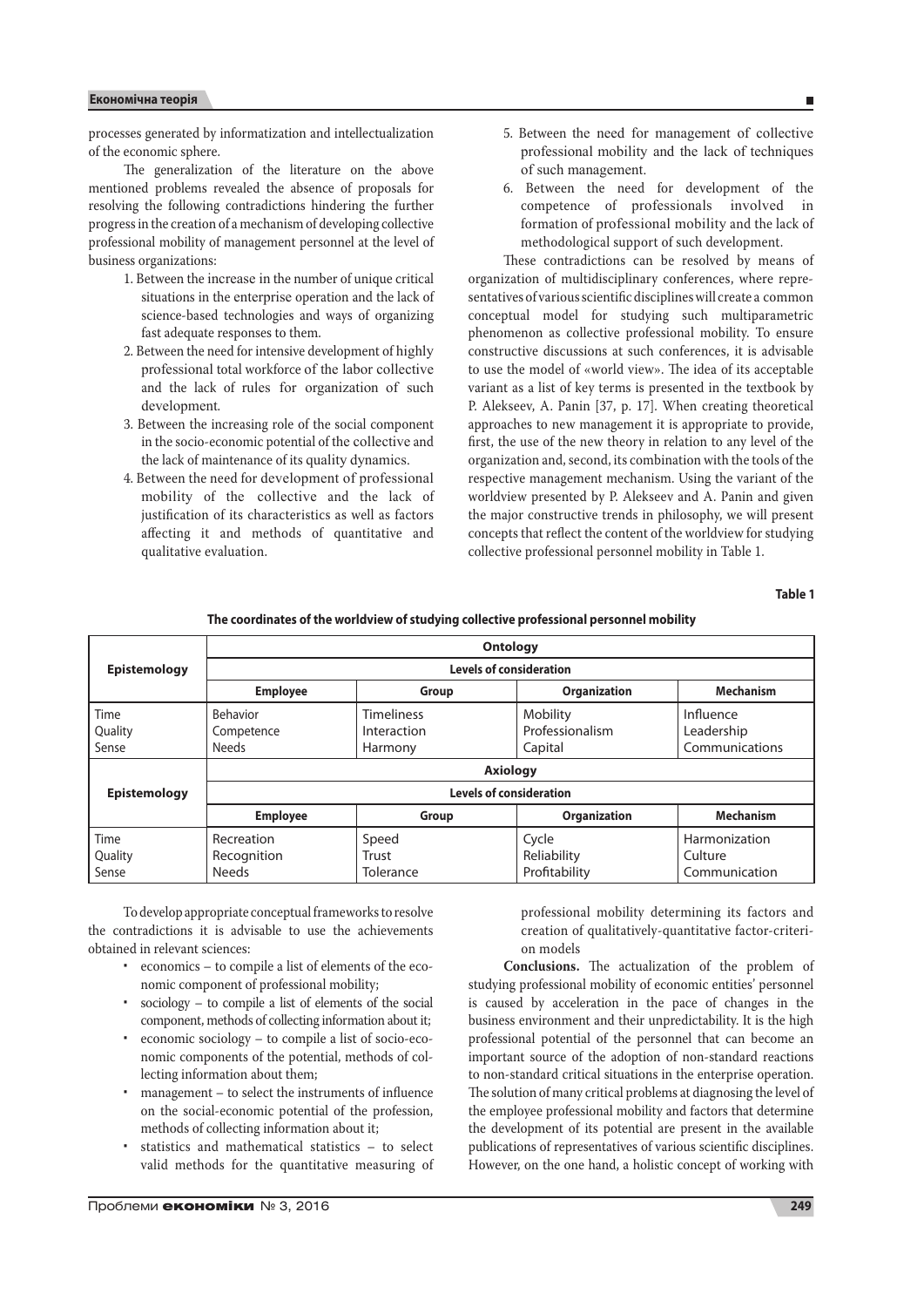processes generated by informatization and intellectualization of the economic sphere.

The generalization of the literature on the above mentioned problems revealed the absence of proposals for resolving the following contradictions hindering the further progress in the creation of a mechanism of developing collective professional mobility of management personnel at the level of business organizations:

1. Between the increase in the number of unique critical situations in the enterprise operation and the lack of science-based technologies and ways of organizing fast adequate responses to them.
2. Between the need for intensive development of highly professional total workforce of the labor collective and the lack of rules for organization of such development.
3. Between the increasing role of the social component in the socio-economic potential of the collective and the lack of maintenance of its quality dynamics.
4. Between the need for development of professional mobility of the collective and the lack of justification of its characteristics as well as factors affecting it and methods of quantitative and qualitative evaluation.
5. Between the need for management of collective professional mobility and the lack of techniques of such management.
6. Between the need for development of the competence of professionals involved in formation of professional mobility and the lack of methodological support of such development.

These contradictions can be resolved by means of organization of multidisciplinary conferences, where representatives of various scientific disciplines will create a common conceptual model for studying such multiparametric phenomenon as collective professional mobility. To ensure constructive discussions at such conferences, it is advisable to use the model of «world view». The idea of its acceptable variant as a list of key terms is presented in the textbook by P. Alekseev, A. Panin [37, p. 17]. When creating theoretical approaches to new management it is appropriate to provide, first, the use of the new theory in relation to any level of the organization and, second, its combination with the tools of the respective management mechanism. Using the variant of the worldview presented by P. Alekseev and A. Panin and given the major constructive trends in philosophy, we will present concepts that reflect the content of the worldview for studying collective professional personnel mobility in Table 1.

**Table 1**

**The coordinates of the worldview of studying collective professional personnel mobility**

| Epistemology | Ontology | | | |
|---|---|---|---|---|
| | Levels of consideration | | | |
| | Employee | Group | Organization | Mechanism |
| Time<br>Quality<br>Sense | Behavior<br>Competence<br>Needs | Timeliness<br>Interaction<br>Harmony | Mobility<br>Professionalism<br>Capital | Influence<br>Leadership<br>Communications |
| Epistemology | Axiology | | | |
| | Levels of consideration | | | |
| | Employee | Group | Organization | Mechanism |
| Time<br>Quality<br>Sense | Recreation<br>Recognition<br>Needs | Speed<br>Trust<br>Tolerance | Cycle<br>Reliability<br>Profitability | Harmonization<br>Culture<br>Communication |

To develop appropriate conceptual frameworks to resolve the contradictions it is advisable to use the achievements obtained in relevant sciences:

- economics – to compile a list of elements of the economic component of professional mobility;
- sociology – to compile a list of elements of the social component, methods of collecting information about it;
- economic sociology – to compile a list of socio-economic components of the potential, methods of collecting information about them;
- management – to select the instruments of influence on the social-economic potential of the profession, methods of collecting information about it;
- statistics and mathematical statistics – to select valid methods for the quantitative measuring of professional mobility determining its factors and creation of qualitatively-quantitative factor-criterion models

**Conclusions.** The actualization of the problem of studying professional mobility of economic entities' personnel is caused by acceleration in the pace of changes in the business environment and their unpredictability. It is the high professional potential of the personnel that can become an important source of the adoption of non-standard reactions to non-standard critical situations in the enterprise operation. The solution of many critical problems at diagnosing the level of the employee professional mobility and factors that determine the development of its potential are present in the available publications of representatives of various scientific disciplines. However, on the one hand, a holistic concept of working with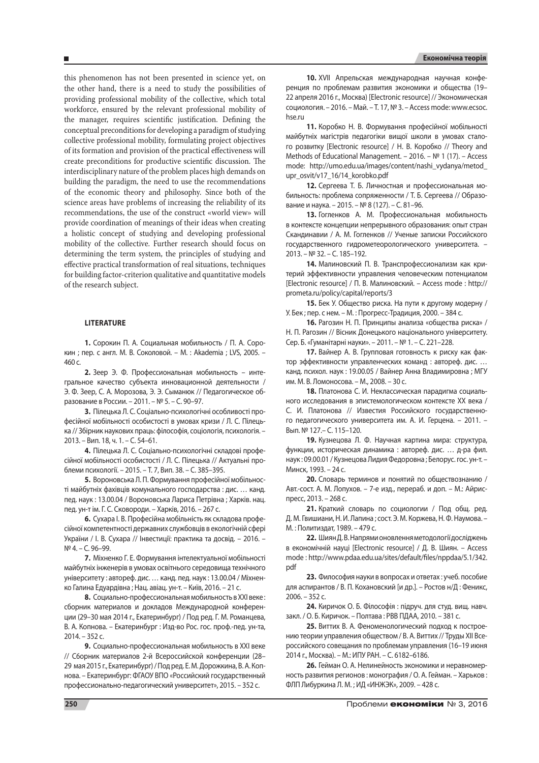this phenomenon has not been presented in science yet, on the other hand, there is a need to study the possibilities of providing professional mobility of the collective, which total workforce, ensured by the relevant professional mobility of the manager, requires scientific justification. Defining the conceptual preconditions for developing a paradigm of studying collective professional mobility, formulating project objectives of its formation and provision of the practical effectiveness will create preconditions for productive scientific discussion. The interdisciplinary nature of the problem places high demands on building the paradigm, the need to use the recommendations of the economic theory and philosophy. Since both of the science areas have problems of increasing the reliability of its recommendations, the use of the construct «world view» will provide coordination of meanings of their ideas when creating a holistic concept of studying and developing professional mobility of the collective. Further research should focus on determining the term system, the principles of studying and effective practical transformation of real situations, techniques for building factor-criterion qualitative and quantitative models of the research subject.

## LITERATURE

**1.** Сорокин П. А. Социальная мобильность / П. А. Сорокин ; пер. с англ. М. В. Соколовой. – М. : Akademia ; LVS, 2005. – 460 с.

**2.** Зеер Э. Ф. Профессиональная мобильность – интегральное качество субъекта инновационной деятельности / Э. Ф. Зеер, С. А. Морозова, Э. Э. Сыманюк // Педагогическое образование в России. – 2011. – № 5. – С. 90–97.

**3.** Пілецька Л. С. Соціально-психологічні особливості професійної мобільності особистості в умовах кризи / Л. С. Пілецька // Збірник наукових праць: філософія, соціологія, психологія. – 2013. – Вип. 18, ч. 1. – С. 54–61.

**4.** Пілецька Л. С. Соціально-психологічні складові професійної мобільності особистості / Л. С. Пілецька // Актуальні проблеми психології. – 2015. – Т. 7, Вип. 38. – С. 385–395.

**5.** Вороновська Л. П. Формування професійної мобільності майбутніх фахівців комунального господарства : дис. … канд. пед. наук : 13.00.04 / Вороновська Лариса Петрівна ; Харків. нац. пед. ун-т ім. Г. С. Сковороди. – Харків, 2016. – 267 с.

**6.** Сухара І. В. Професійна мобільність як складова професійної компетентності державних службовців в екологічній сфері України / І. В. Сухара // Інвестиції: практика та досвід. – 2016. – № 4. – С. 96–99.

**7.** Міхненко Г. Е. Формування інтелектуальної мобільності майбутніх інженерів в умовах освітнього середовища технічного університету : автореф. дис. … канд. пед. наук : 13.00.04 / Міхненко Галина Едуардівна ; Нац. авіац. ун-т. – Київ, 2016. – 21 с.

**8.** Социально-профессиональная мобильность в XXI веке : сборник материалов и докладов Международной конференции (29–30 мая 2014 г., Екатеринбург) / Под ред. Г. М. Романцева, В. А. Копнова. – Екатеринбург : Изд-во Рос. гос. проф.-пед. ун-та, 2014. – 352 с.

**9.** Социально-профессиональная мобильность в XXI веке // Сборник материалов 2-й Всероссийской конференции (28–29 мая 2015 г., Екатеринбург) / Под ред. Е. М. Дорожкина, В. А. Копнова. – Екатеринбург: ФГАОУ ВПО «Российский государственный профессионально-педагогический университет», 2015. – 352 с.

**10.** XVII Апрельская международная научная конференция по проблемам развития экономики и общества (19–22 апреля 2016 г., Москва) [Electronic resource] // Экономическая социология. – 2016. – Май. – Т. 17, № 3. – Access mode: www.ecsoc.hse.ru

**11.** Коробко Н. В. Формування професійної мобільності майбутніх магістрів педагогіки вищої школи в умовах сталого розвитку [Electronic resource] / Н. В. Коробко // Theory and Methods of Educational Management. – 2016. – № 1 (17). – Access mode: http://umo.edu.ua/images/content/nashi_vydanya/metod_upr_osvit/v17_16/14_korobko.pdf

**12.** Сергеева Т. Б. Личностная и профессиональная мобильность: проблема сопряженности / Т. Б. Сергеева // Образование и наука. – 2015. – № 8 (127). – С. 81–96.

**13.** Гогленков А. М. Профессиональная мобильность в контексте концепции непрерывного образования: опыт стран Скандинавии / А. М. Гогленков // Ученые записки Российского государственного гидрометеорологического университета. – 2013. – № 32. – С. 185–192.

**14.** Малиновский П. В. Транспрофессионализм как критерий эффективности управления человеческим потенциалом [Electronic resource] / П. В. Малиновский. – Access mode : http://prometa.ru/policy/capital/reports/3

**15.** Бек У. Общество риска. На пути к другому модерну / У. Бек ; пер. с нем. – М. : Прогресс-Традиция, 2000. – 384 с.

**16.** Рагозин Н. П. Принципы анализа «общества риска» / Н. П. Рагозин // Вісник Донецького національного університету. Сер. Б. «Гуманітарні науки». – 2011. – № 1. – С. 221–228.

**17.** Вайнер А. В. Групповая готовность к риску как фактор эффективности управленческих команд : автореф. дис. … канд. психол. наук : 19.00.05 / Вайнер Анна Владимировна ; МГУ им. М. В. Ломоносова. – М., 2008. – 30 с.

**18.** Платонова С. И. Неклассическая парадигма социального исследования в эпистемологическом контексте XX века / С. И. Платонова // Известия Российского государственного педагогического университета им. А. И. Герцена. – 2011. – Вып. № 127.– С. 115–120.

**19.** Кузнецова Л. Ф. Научная картина мира: структура, функции, историческая динамика : автореф. дис. … д-ра фил. наук : 09.00.01 / Кузнецова Лидия Федоровна ; Белорус. гос. ун-т. – Минск, 1993. – 24 с.

**20.** Словарь терминов и понятий по обществознанию / Авт.-сост. А. М. Лопухов. – 7-е изд., перераб. и доп. – М.: Айрис-пресс, 2013. – 268 с.

**21.** Краткий словарь по социологии / Под общ. ред. Д. М. Гвишиани, Н. И. Лапина ; сост. Э. М. Коржева, Н. Ф. Наумова. – М. : Политиздат, 1989. – 479 с.

**22.** Шиян Д. В. Напрями оновлення методології досліджень в економічній науці [Electronic resource] / Д. В. Шиян. – Access mode : http://www.pdaa.edu.ua/sites/default/files/nppdaa/5.1/342.pdf

**23.** Философия науки в вопросах и ответах : учеб. пособие для аспирантов / В. П. Кохановский [и др.]. – Ростов н/Д : Феникс, 2006. – 352 с.

**24.** Киричок О. Б. Філософія : підруч. для студ. вищ. навч. закл. / О. Б. Киричок. – Полтава : РВВ ПДАА, 2010. – 381 с.

**25.** Виттих В. А. Феноменологический подход к построению теории управления обществом / В. А. Виттих // Труды XII Всероссийского совещания по проблемам управления (16–19 июня 2014 г., Москва). – М.: ИПУ РАН. – С. 6182–6186.

**26.** Гейман О. А. Нелинейность экономики и неравномерность развития регионов : монография / О. А. Гейман. – Харьков : ФЛП Либуркина Л. М. ; ИД «ИНЖЭК», 2009. – 428 с.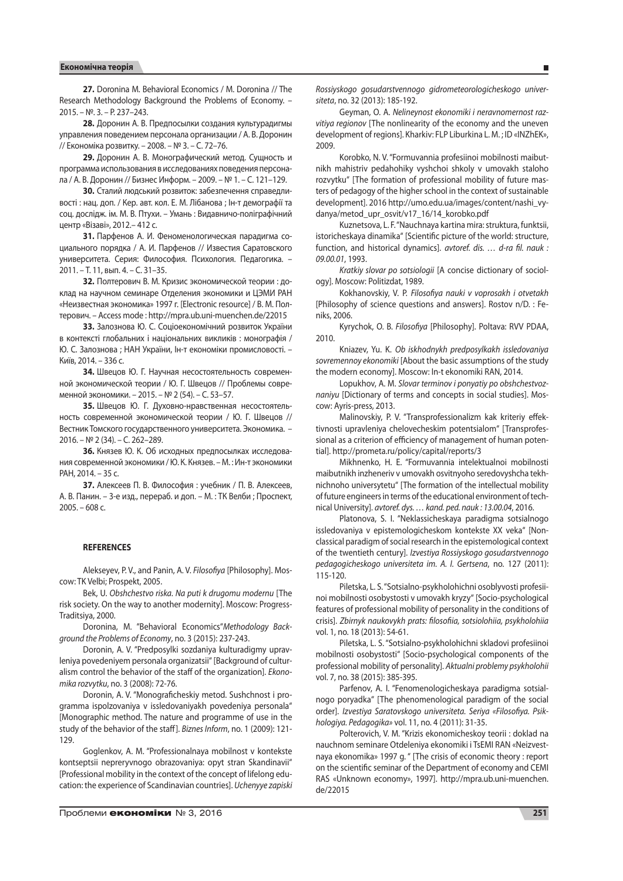**27.** Doronina M. Behavioral Economics / M. Doronina // The Research Methodology Background the Problems of Economy. – 2015. – №. 3. – P. 237–243.

**28.** Доронин А. В. Предпосылки создания культурадигмы управления поведением персонала организации / А. В. Доронин // Економіка розвитку. – 2008. – № 3. – С. 72–76.

**29.** Доронин А. В. Монографический метод. Сущность и программа использования в исследованиях поведения персонала / А. В. Доронин // Бизнес Информ. – 2009. – № 1. – С. 121–129.

**30.** Сталий людський розвиток: забезпечення справедливості : нац. доп. / Кер. авт. кол. Е. М. Лібанова ; Ін-т демографії та соц. дослідж. ім. М. В. Птухи. – Умань : Видавничо-поліграфічний центр «Візаві», 2012.– 412 с.

**31.** Парфенов А. И. Феноменологическая парадигма социального порядка / А. И. Парфенов // Известия Саратовского университета. Серия: Философия. Психология. Педагогика. – 2011. – Т. 11, вып. 4. – С. 31–35.

**32.** Полтерович В. М. Кризис экономической теории : доклад на научном семинаре Отделения экономики и ЦЭМИ РАН «Неизвестная экономика» 1997 г. [Electronic resource] / В. М. Полтерович. – Access mode : http://mpra.ub.uni-muenchen.de/22015

**33.** Залознова Ю. С. Соціоекономічний розвиток України в контексті глобальних і національних викликів : монографія / Ю. С. Залознова ; НАН України, Ін-т економіки промисловості. – Київ, 2014. – 336 с.

**34.** Швецов Ю. Г. Научная несостоятельность современной экономической теории / Ю. Г. Швецов // Проблемы современной экономики. – 2015. – № 2 (54). – С. 53–57.

**35.** Швецов Ю. Г. Духовно-нравственная несостоятельность современной экономической теории / Ю. Г. Швецов // Вестник Томского государственного университета. Экономика. – 2016. – № 2 (34). – С. 262–289.

**36.** Князев Ю. К. Об исходных предпосылках исследования современной экономики / Ю. К. Князев. – М. : Ин-т экономики РАН, 2014. – 35 с.

**37.** Алексеев П. В. Философия : учебник / П. В. Алексеев, А. В. Панин. – 3-е изд., перераб. и доп. – М. : ТК Велби ; Проспект, 2005. – 608 с.

**REFERENCES**

Alekseyev, P. V., and Panin, A. V. *Filosofiya* [Philosophy]. Moscow: TK Velbi; Prospekt, 2005.

Bek, U. *Obshchestvo riska. Na puti k drugomu modernu* [The risk society. On the way to another modernity]. Moscow: Progress-Traditsiya, 2000.

Doronina, M. "Behavioral Economics"*Methodology Background the Problems of Economy*, no. 3 (2015): 237-243.

Doronin, A. V. "Predposylki sozdaniya kulturadigmy upravleniya povedeniyem personala organizatsii" [Background of culturalism control the behavior of the staff of the organization]. *Ekonomika rozvytku*, no. 3 (2008): 72-76.

Doronin, A. V. "Monograficheskiy metod. Sushchnost i programma ispolzovaniya v issledovaniyakh povedeniya personala" [Monographic method. The nature and programme of use in the study of the behavior of the staff]. *Biznes Inform*, no. 1 (2009): 121-129.

Goglenkov, A. M. "Professionalnaya mobilnost v kontekste kontseptsii nepreryvnogo obrazovaniya: opyt stran Skandinavii" [Professional mobility in the context of the concept of lifelong education: the experience of Scandinavian countries]. *Uchenyye zapiski Rossiyskogo gosudarstvennogo gidrometeorologicheskogo universiteta*, no. 32 (2013): 185-192.

Geyman, O. A. *Nelineynost ekonomiki i neravnomernost razvitiya regionov* [The nonlinearity of the economy and the uneven development of regions]. Kharkiv: FLP Liburkina L. M. ; ID «INZhEK», 2009.

Korobko, N. V. "Formuvannia profesiinoi mobilnosti maibutnikh mahistriv pedahohiky vyshchoi shkoly v umovakh staloho rozvytku" [The formation of professional mobility of future masters of pedagogy of the higher school in the context of sustainable development]. 2016 http://umo.edu.ua/images/content/nashi_vydanya/metod_upr_osvit/v17_16/14_korobko.pdf

Kuznetsova, L. F. "Nauchnaya kartina mira: struktura, funktsii, istoricheskaya dinamika" [Scientific picture of the world: structure, function, and historical dynamics]. *avtoref. dis. … d-ra fil. nauk : 09.00.01*, 1993.

*Kratkiy slovar po sotsiologii* [A concise dictionary of sociology]. Moscow: Politizdat, 1989.

Kokhanovskiy, V. P. *Filosofiya nauki v voprosakh i otvetakh* [Philosophy of science questions and answers]. Rostov n/D. : Feniks, 2006.

Kyrychok, O. B. *Filosofiya* [Philosophy]. Poltava: RVV PDAA, 2010.

Kniazev, Yu. K. *Ob iskhodnykh predposylkakh issledovaniya sovremennoy ekonomiki* [About the basic assumptions of the study the modern economy]. Moscow: In-t ekonomiki RAN, 2014.

Lopukhov, A. M. *Slovar terminov i ponyatiy po obshchestvoznaniyu* [Dictionary of terms and concepts in social studies]. Moscow: Ayris-press, 2013.

Malinovskiy, P. V. "Transprofessionalizm kak kriteriy effektivnosti upravleniya chelovecheskim potentsialom" [Transprofessional as a criterion of efficiency of management of human potential]. http://prometa.ru/policy/capital/reports/3

Mikhnenko, H. E. "Formuvannia intelektualnoi mobilnosti maibutnikh inzheneriv v umovakh osvitnyoho seredovyshcha tekhnichnoho universytetu" [The formation of the intellectual mobility of future engineers in terms of the educational environment of technical University]. *avtoref. dys. … kand. ped. nauk : 13.00.04*, 2016.

Platonova, S. I. "Neklassicheskaya paradigma sotsialnogo issledovaniya v epistemologicheskom kontekste XX veka" [Nonclassical paradigm of social research in the epistemological context of the twentieth century]. *Izvestiya Rossiyskogo gosudarstvennogo pedagogicheskogo universiteta im. A. I. Gertsena*, no. 127 (2011): 115-120.

Piletska, L. S. "Sotsialno-psykholohichni osoblyvosti profesiinoi mobilnosti osobystosti v umovakh kryzy" [Socio-psychological features of professional mobility of personality in the conditions of crisis]. *Zbirnyk naukovykh prats: filosofiia, sotsiolohiia, psykholohiia* vol. 1, no. 18 (2013): 54-61.

Piletska, L. S. "Sotsialno-psykholohichni skladovi profesiinoi mobilnosti osobystosti" [Socio-psychological components of the professional mobility of personality]. *Aktualni problemy psykholohii* vol. 7, no. 38 (2015): 385-395.

Parfenov, A. I. "Fenomenologicheskaya paradigma sotsialnogo poryadka" [The phenomenological paradigm of the social order]. *Izvestiya Saratovskogo universiteta. Seriya «Filosofiya. Psikhologiya. Pedagogika»* vol. 11, no. 4 (2011): 31-35.

Polterovich, V. M. "Krizis ekonomicheskoy teorii : doklad na nauchnom seminare Otdeleniya ekonomiki i TsEMI RAN «Neizvestnaya ekonomika» 1997 g. " [The crisis of economic theory : report on the scientific seminar of the Department of economy and CEMI RAS «Unknown economy», 1997]. http://mpra.ub.uni-muenchen.de/22015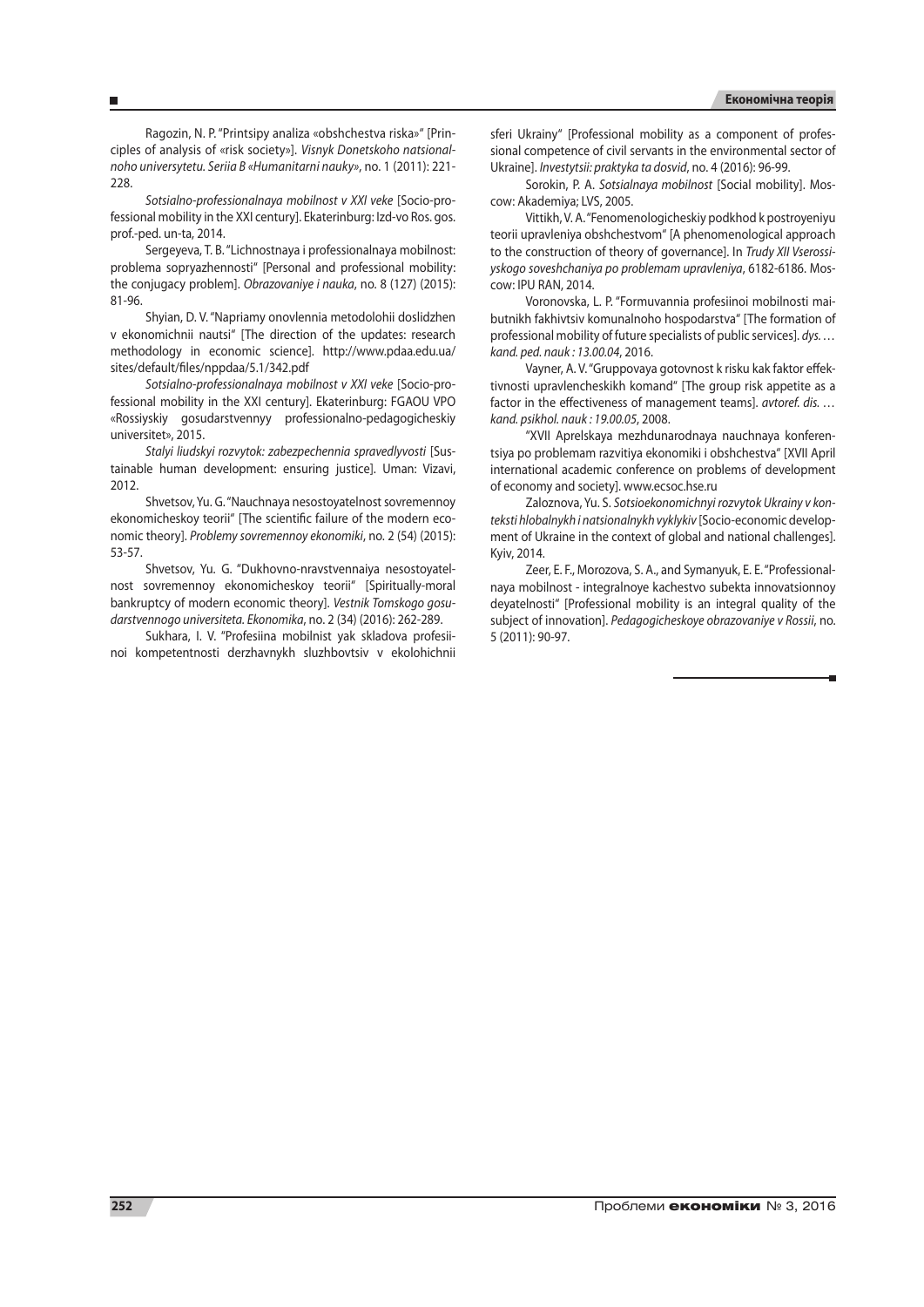Ragozin, N. P. "Printsipy analiza «obshchestva riska»" [Principles of analysis of «risk society»]. *Visnyk Donetskoho natsionalnoho universytetu. Seriia B «Humanitarni nauky»*, no. 1 (2011): 221-228.

*Sotsialno-professionalnaya mobilnost v XXI veke* [Socio-professional mobility in the XXI century]. Ekaterinburg: Izd-vo Ros. gos. prof.-ped. un-ta, 2014.

Sergeyeva, T. B. "Lichnostnaya i professionalnaya mobilnost: problema sopryazhennosti" [Personal and professional mobility: the conjugacy problem]. *Obrazovaniye i nauka*, no. 8 (127) (2015): 81-96.

Shyian, D. V. "Napriamy onovlennia metodolohii doslidzhen v ekonomichnii nautsi" [The direction of the updates: research methodology in economic science]. http://www.pdaa.edu.ua/sites/default/files/nppdaa/5.1/342.pdf

*Sotsialno-professionalnaya mobilnost v XXI veke* [Socio-professional mobility in the XXI century]. Ekaterinburg: FGAOU VPO «Rossiyskiy gosudarstvennyy professionalno-pedagogicheskiy universitet», 2015.

*Stalyi liudskyi rozvytok: zabezpechennia spravedlyvosti* [Sustainable human development: ensuring justice]. Uman: Vizavi, 2012.

Shvetsov, Yu. G. "Nauchnaya nesostoyatelnost sovremennoy ekonomicheskoy teorii" [The scientific failure of the modern economic theory]. *Problemy sovremennoy ekonomiki*, no. 2 (54) (2015): 53-57.

Shvetsov, Yu. G. "Dukhovno-nravstvennaiya nesostoyatelnost sovremennoy ekonomicheskoy teorii" [Spiritually-moral bankruptcy of modern economic theory]. *Vestnik Tomskogo gosudarstvennogo universiteta. Ekonomika*, no. 2 (34) (2016): 262-289.

Sukhara, I. V. "Profesiina mobilnist yak skladova profesiinoi kompetentnosti derzhavnykh sluzhbovtsiv v ekolohichnii sferi Ukrainy" [Professional mobility as a component of professional competence of civil servants in the environmental sector of Ukraine]. *Investytsii: praktyka ta dosvid*, no. 4 (2016): 96-99.

Sorokin, P. A. *Sotsialnaya mobilnost* [Social mobility]. Moscow: Akademiya; LVS, 2005.

Vittikh, V. A. "Fenomenologicheskiy podkhod k postroyeniyu teorii upravleniya obshchestvom" [A phenomenological approach to the construction of theory of governance]. In *Trudy XII Vserossiyskogo soveshchaniya po problemam upravleniya*, 6182-6186. Moscow: IPU RAN, 2014.

Voronovska, L. P. "Formuvannia profesiinoi mobilnosti maibutnikh fakhivtsiv komunalnoho hospodarstva" [The formation of professional mobility of future specialists of public services]. *dys. … kand. ped. nauk : 13.00.04*, 2016.

Vayner, A. V. "Gruppovaya gotovnost k risku kak faktor effektivnosti upravlencheskikh komand" [The group risk appetite as a factor in the effectiveness of management teams]. *avtoref. dis. … kand. psikhol. nauk : 19.00.05*, 2008.

"XVII Aprelskaya mezhdunarodnaya nauchnaya konferentsiya po problemam razvitiya ekonomiki i obshchestva" [XVII April international academic conference on problems of development of economy and society]. www.ecsoc.hse.ru

Zaloznova, Yu. S. *Sotsioekonomichnyi rozvytok Ukrainy v konteksti hlobalnykh i natsionalnykh vyklykiv* [Socio-economic development of Ukraine in the context of global and national challenges]. Kyiv, 2014.

Zeer, E. F., Morozova, S. A., and Symanyuk, E. E. "Professionalnaya mobilnost - integralnoye kachestvo subekta innovatsionnoy deyatelnosti" [Professional mobility is an integral quality of the subject of innovation]. *Pedagogicheskoye obrazovaniye v Rossii*, no. 5 (2011): 90-97.